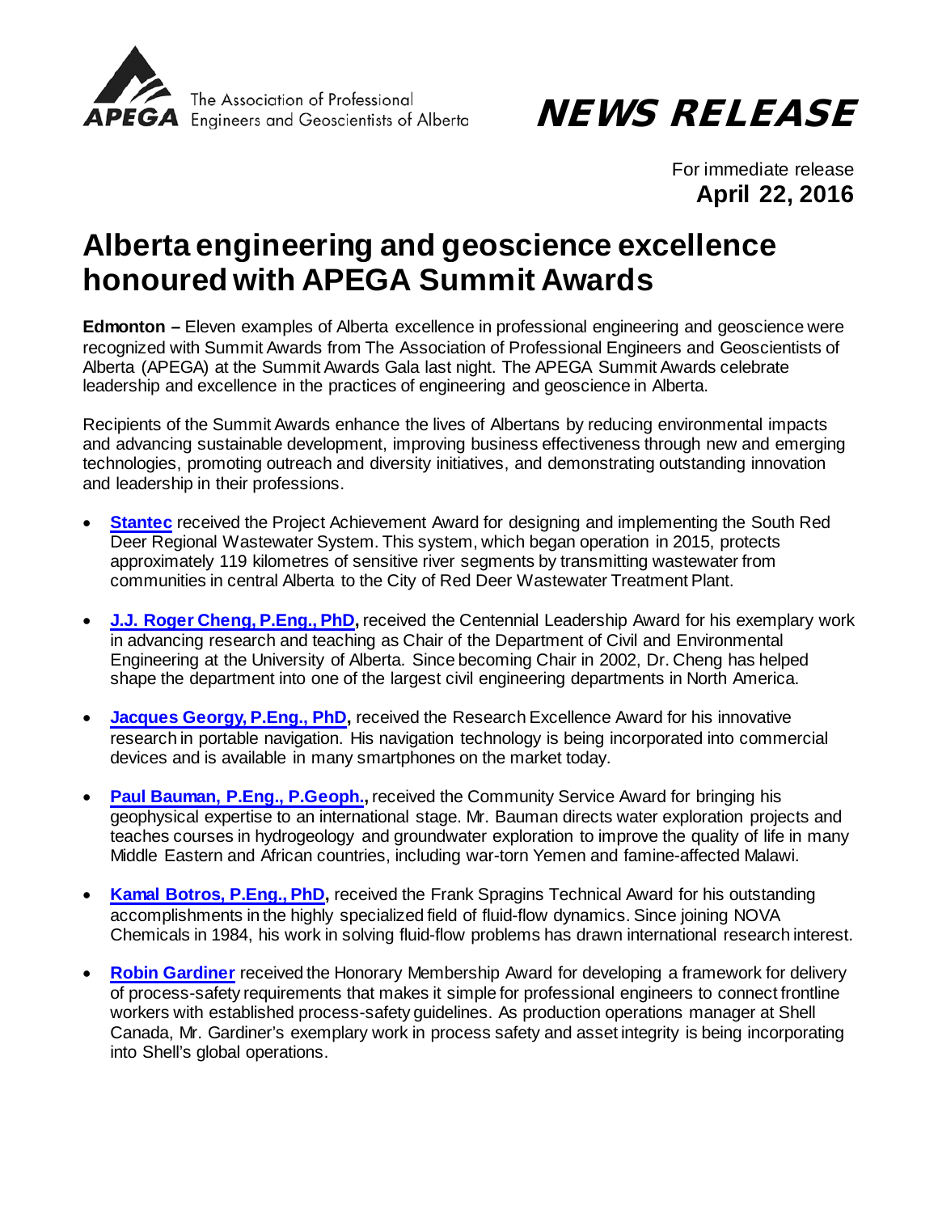The Association of Professional Engineers and Geoscientists of Alberta

# NEWS RELEASE

For immediate release
**April 22, 2016**

# Alberta engineering and geoscience excellence honoured with APEGA Summit Awards

**Edmonton –** Eleven examples of Alberta excellence in professional engineering and geoscience were recognized with Summit Awards from The Association of Professional Engineers and Geoscientists of Alberta (APEGA) at the Summit Awards Gala last night. The APEGA Summit Awards celebrate leadership and excellence in the practices of engineering and geoscience in Alberta.

Recipients of the Summit Awards enhance the lives of Albertans by reducing environmental impacts and advancing sustainable development, improving business effectiveness through new and emerging technologies, promoting outreach and diversity initiatives, and demonstrating outstanding innovation and leadership in their professions.

- **Stantec** received the Project Achievement Award for designing and implementing the South Red Deer Regional Wastewater System. This system, which began operation in 2015, protects approximately 119 kilometres of sensitive river segments by transmitting wastewater from communities in central Alberta to the City of Red Deer Wastewater Treatment Plant.
- **J.J. Roger Cheng, P.Eng., PhD,** received the Centennial Leadership Award for his exemplary work in advancing research and teaching as Chair of the Department of Civil and Environmental Engineering at the University of Alberta. Since becoming Chair in 2002, Dr. Cheng has helped shape the department into one of the largest civil engineering departments in North America.
- **Jacques Georgy, P.Eng., PhD,** received the Research Excellence Award for his innovative research in portable navigation. His navigation technology is being incorporated into commercial devices and is available in many smartphones on the market today.
- **Paul Bauman, P.Eng., P.Geoph.,** received the Community Service Award for bringing his geophysical expertise to an international stage. Mr. Bauman directs water exploration projects and teaches courses in hydrogeology and groundwater exploration to improve the quality of life in many Middle Eastern and African countries, including war-torn Yemen and famine-affected Malawi.
- **Kamal Botros, P.Eng., PhD,** received the Frank Spragins Technical Award for his outstanding accomplishments in the highly specialized field of fluid-flow dynamics. Since joining NOVA Chemicals in 1984, his work in solving fluid-flow problems has drawn international research interest.
- **Robin Gardiner** received the Honorary Membership Award for developing a framework for delivery of process-safety requirements that makes it simple for professional engineers to connect frontline workers with established process-safety guidelines. As production operations manager at Shell Canada, Mr. Gardiner's exemplary work in process safety and asset integrity is being incorporating into Shell's global operations.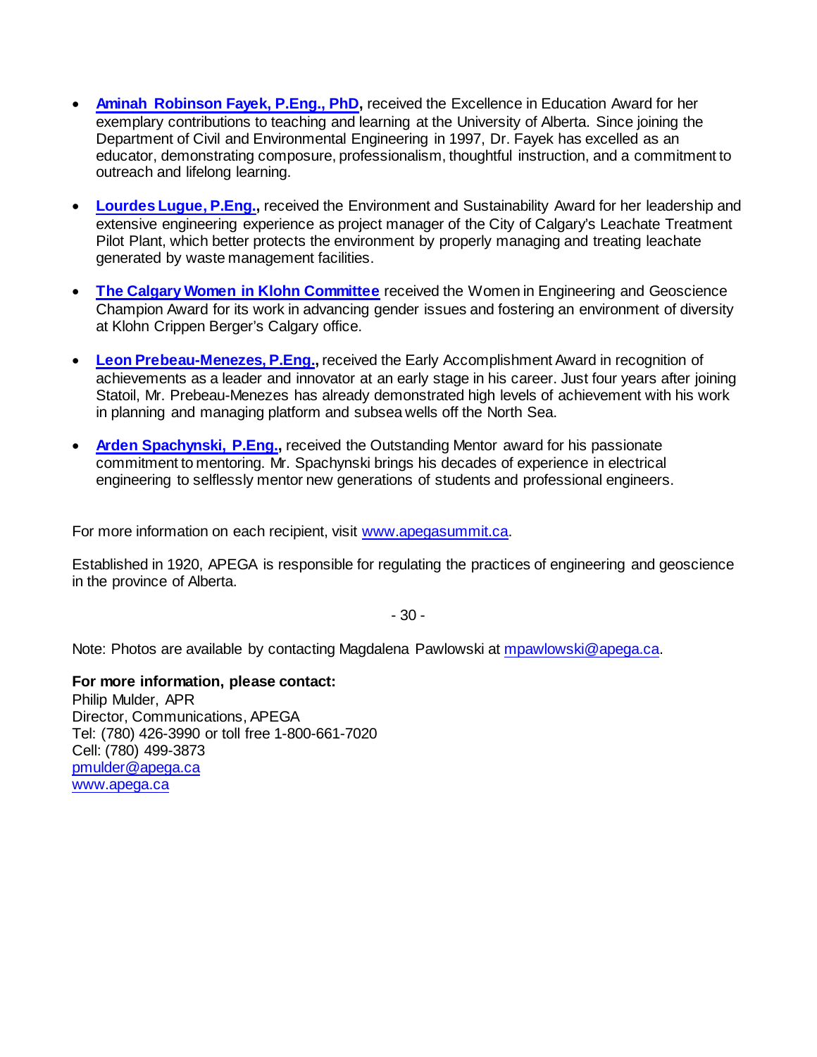- **Aminah Robinson Fayek, P.Eng., PhD,** received the Excellence in Education Award for her exemplary contributions to teaching and learning at the University of Alberta. Since joining the Department of Civil and Environmental Engineering in 1997, Dr. Fayek has excelled as an educator, demonstrating composure, professionalism, thoughtful instruction, and a commitment to outreach and lifelong learning.

- **Lourdes Lugue, P.Eng.,** received the Environment and Sustainability Award for her leadership and extensive engineering experience as project manager of the City of Calgary's Leachate Treatment Pilot Plant, which better protects the environment by properly managing and treating leachate generated by waste management facilities.

- **The Calgary Women in Klohn Committee** received the Women in Engineering and Geoscience Champion Award for its work in advancing gender issues and fostering an environment of diversity at Klohn Crippen Berger's Calgary office.

- **Leon Prebeau-Menezes, P.Eng.,** received the Early Accomplishment Award in recognition of achievements as a leader and innovator at an early stage in his career. Just four years after joining Statoil, Mr. Prebeau-Menezes has already demonstrated high levels of achievement with his work in planning and managing platform and subsea wells off the North Sea.

- **Arden Spachynski, P.Eng.,** received the Outstanding Mentor award for his passionate commitment to mentoring. Mr. Spachynski brings his decades of experience in electrical engineering to selflessly mentor new generations of students and professional engineers.

For more information on each recipient, visit www.apegasummit.ca.

Established in 1920, APEGA is responsible for regulating the practices of engineering and geoscience in the province of Alberta.

- 30 -

Note: Photos are available by contacting Magdalena Pawlowski at mpawlowski@apega.ca.

**For more information, please contact:**
Philip Mulder, APR
Director, Communications, APEGA
Tel: (780) 426-3990 or toll free 1-800-661-7020
Cell: (780) 499-3873
pmulder@apega.ca
www.apega.ca